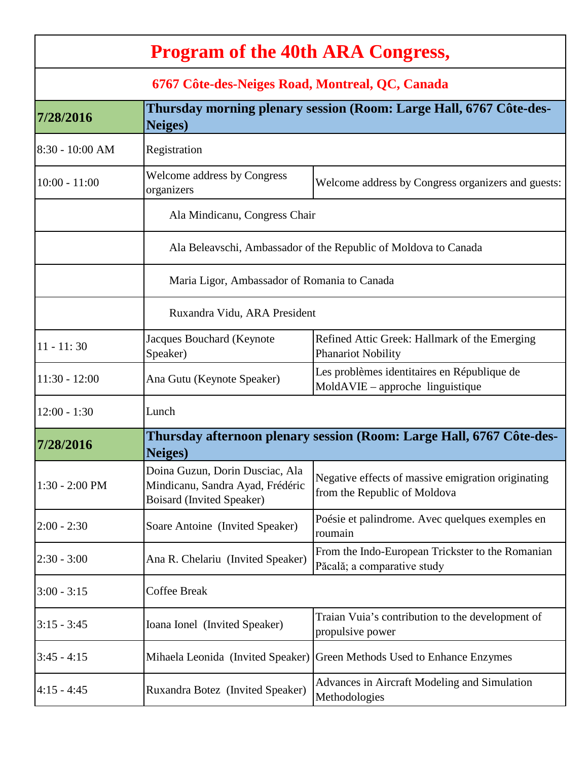# Program of the 40th ARA Congress,

## 6767 Côte-des-Neiges Road, Montreal, QC, Canada

| 7/28/2016 | Thursday morning plenary session (Room: Large Hall, 6767 Côte-des-Neiges) | |
|---|---|---|
| 8:30 - 10:00 AM | Registration | |
| 10:00 - 11:00 | Welcome address by Congress organizers | Welcome address by Congress organizers and guests: |
| | Ala Mindicanu, Congress Chair | |
| | Ala Beleavschi, Ambassador of the Republic of Moldova to Canada | |
| | Maria Ligor, Ambassador of Romania to Canada | |
| | Ruxandra Vidu, ARA President | |
| 11 - 11: 30 | Jacques Bouchard (Keynote Speaker) | Refined Attic Greek: Hallmark of the Emerging Phanariot Nobility |
| 11:30 - 12:00 | Ana Gutu (Keynote Speaker) | Les problèmes identitaires en République de MoldAVIE – approche linguistique |
| 12:00 - 1:30 | Lunch | |
| 7/28/2016 | Thursday afternoon plenary session (Room: Large Hall, 6767 Côte-des-Neiges) | |
| 1:30 - 2:00 PM | Doina Guzun, Dorin Dusciac, Ala Mindicanu, Sandra Ayad, Frédéric Boisard (Invited Speaker) | Negative effects of massive emigration originating from the Republic of Moldova |
| 2:00 - 2:30 | Soare Antoine (Invited Speaker) | Poésie et palindrome. Avec quelques exemples en roumain |
| 2:30 - 3:00 | Ana R. Chelariu (Invited Speaker) | From the Indo-European Trickster to the Romanian Păcală; a comparative study |
| 3:00 - 3:15 | Coffee Break | |
| 3:15 - 3:45 | Ioana Ionel (Invited Speaker) | Traian Vuia's contribution to the development of propulsive power |
| 3:45 - 4:15 | Mihaela Leonida (Invited Speaker) | Green Methods Used to Enhance Enzymes |
| 4:15 - 4:45 | Ruxandra Botez (Invited Speaker) | Advances in Aircraft Modeling and Simulation Methodologies |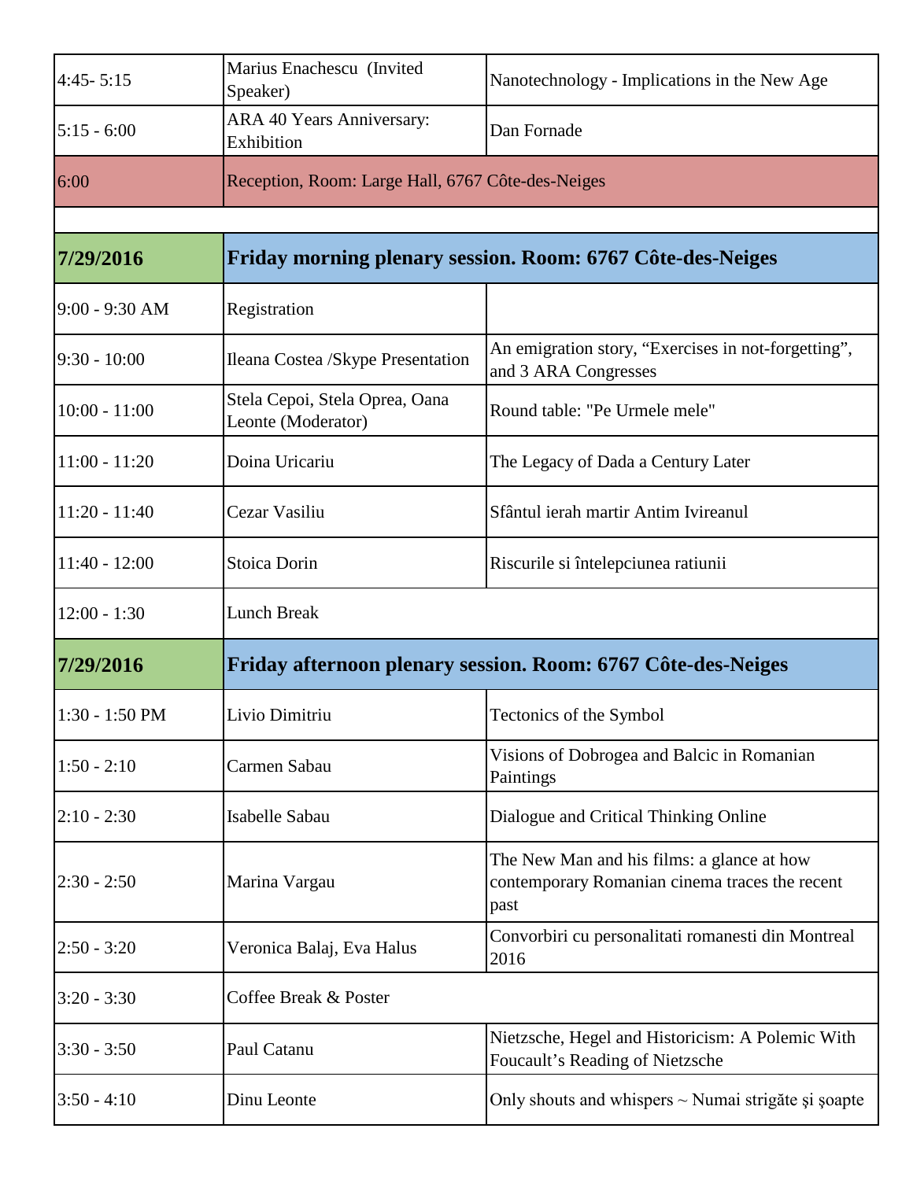| | | |
|---|---|---|
| 4:45- 5:15 | Marius Enachescu (Invited Speaker) | Nanotechnology - Implications in the New Age |
| 5:15 - 6:00 | ARA 40 Years Anniversary: Exhibition | Dan Fornade |
| 6:00 | Reception, Room: Large Hall, 6767 Côte-des-Neiges | |
| | | |
| **7/29/2016** | **Friday morning plenary session. Room: 6767 Côte-des-Neiges** | |
| 9:00 - 9:30 AM | Registration | |
| 9:30 - 10:00 | Ileana Costea /Skype Presentation | An emigration story, “Exercises in not-forgetting”, and 3 ARA Congresses |
| 10:00 - 11:00 | Stela Cepoi, Stela Oprea, Oana Leonte (Moderator) | Round table: "Pe Urmele mele" |
| 11:00 - 11:20 | Doina Uricariu | The Legacy of Dada a Century Later |
| 11:20 - 11:40 | Cezar Vasiliu | Sfântul ierah martir Antim Ivireanul |
| 11:40 - 12:00 | Stoica Dorin | Riscurile si întelepciunea ratiunii |
| 12:00 - 1:30 | Lunch Break | |
| **7/29/2016** | **Friday afternoon plenary session. Room: 6767 Côte-des-Neiges** | |
| 1:30 - 1:50 PM | Livio Dimitriu | Tectonics of the Symbol |
| 1:50 - 2:10 | Carmen Sabau | Visions of Dobrogea and Balcic in Romanian Paintings |
| 2:10 - 2:30 | Isabelle Sabau | Dialogue and Critical Thinking Online |
| 2:30 - 2:50 | Marina Vargau | The New Man and his films: a glance at how contemporary Romanian cinema traces the recent past |
| 2:50 - 3:20 | Veronica Balaj, Eva Halus | Convorbiri cu personalitati romanesti din Montreal 2016 |
| 3:20 - 3:30 | Coffee Break & Poster | |
| 3:30 - 3:50 | Paul Catanu | Nietzsche, Hegel and Historicism: A Polemic With Foucault’s Reading of Nietzsche |
| 3:50 - 4:10 | Dinu Leonte | Only shouts and whispers ~ Numai strigăte şi şoapte |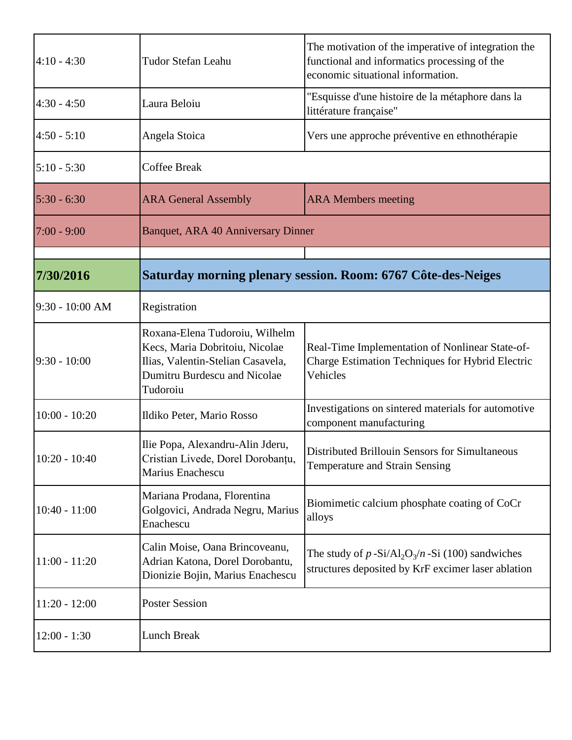| | | |
|---|---|---|
| 4:10 - 4:30 | Tudor Stefan Leahu | The motivation of the imperative of integration the functional and informatics processing of the economic situational information. |
| 4:30 - 4:50 | Laura Beloiu | "Esquisse d'une histoire de la métaphore dans la littérature française" |
| 4:50 - 5:10 | Angela Stoica | Vers une approche préventive en ethnothérapie |
| 5:10 - 5:30 | Coffee Break | |
| 5:30 - 6:30 | ARA General Assembly | ARA Members meeting |
| 7:00 - 9:00 | Banquet, ARA 40 Anniversary Dinner | |
| | | |
| **7/30/2016** | **Saturday morning plenary session. Room: 6767 Côte-des-Neiges** | |
| 9:30 - 10:00 AM | Registration | |
| 9:30 - 10:00 | Roxana-Elena Tudoroiu, Wilhelm Kecs, Maria Dobritoiu, Nicolae Ilias, Valentin-Stelian Casavela, Dumitru Burdescu and Nicolae Tudoroiu | Real-Time Implementation of Nonlinear State-of-Charge Estimation Techniques for Hybrid Electric Vehicles |
| 10:00 - 10:20 | Ildiko Peter, Mario Rosso | Investigations on sintered materials for automotive component manufacturing |
| 10:20 - 10:40 | Ilie Popa, Alexandru-Alin Jderu, Cristian Livede, Dorel Dorobanțu, Marius Enachescu | Distributed Brillouin Sensors for Simultaneous Temperature and Strain Sensing |
| 10:40 - 11:00 | Mariana Prodana, Florentina Golgovici, Andrada Negru, Marius Enachescu | Biomimetic calcium phosphate coating of CoCr alloys |
| 11:00 - 11:20 | Calin Moise, Oana Brincoveanu, Adrian Katona, Dorel Dorobantu, Dionizie Bojin, Marius Enachescu | The study of $p$-Si/$Al_2O_3$/$n$-Si (100) sandwiches structures deposited by KrF excimer laser ablation |
| 11:20 - 12:00 | Poster Session | |
| 12:00 - 1:30 | Lunch Break | |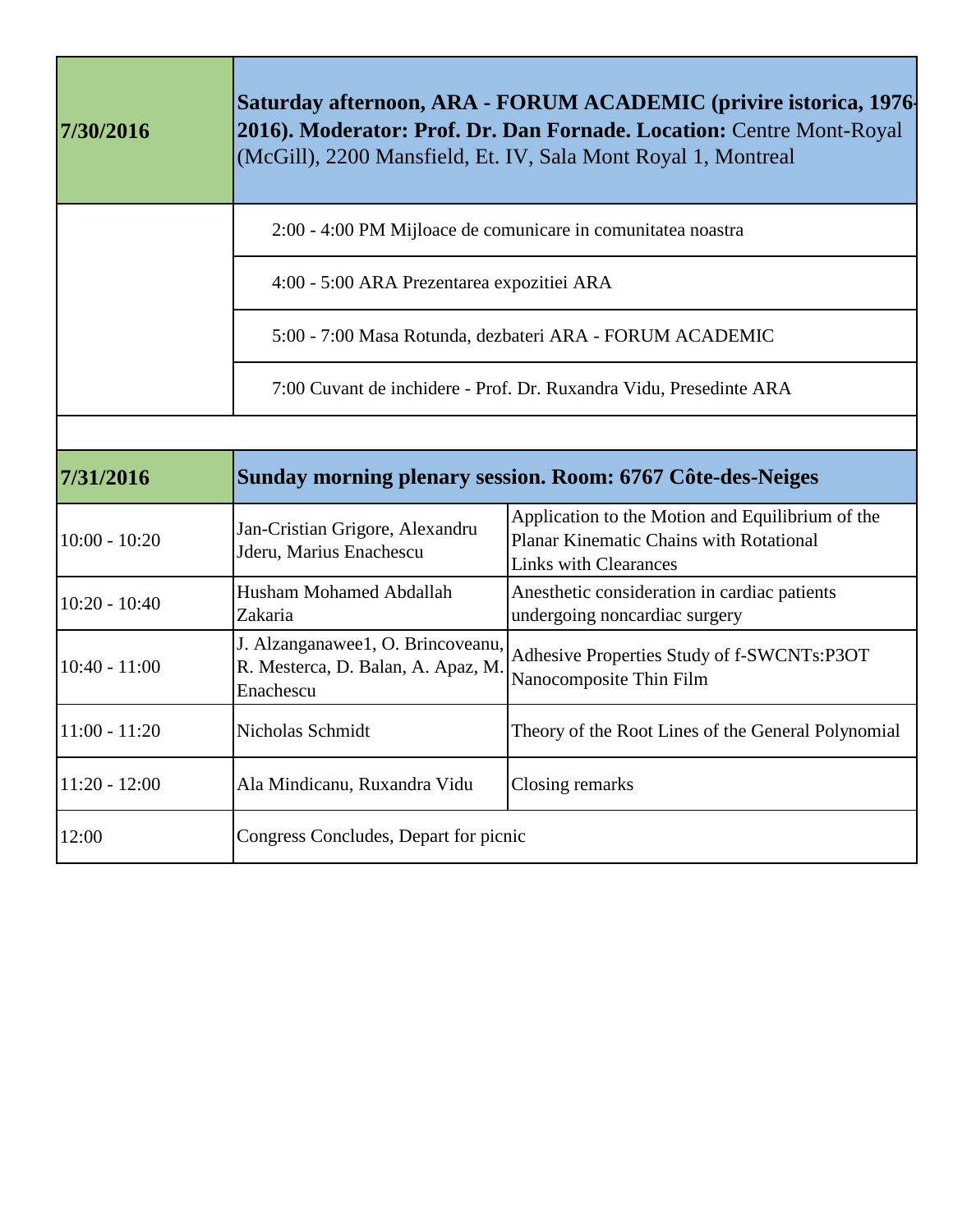| | | |
|---|---|---|
| **7/30/2016** | **Saturday afternoon, ARA - FORUM ACADEMIC (privire istorica, 1976-2016). Moderator: Prof. Dr. Dan Fornade. Location:** Centre Mont-Royal (McGill), 2200 Mansfield, Et. IV, Sala Mont Royal 1, Montreal | |
| | 2:00 - 4:00 PM Mijloace de comunicare in comunitatea noastra | |
| | 4:00 - 5:00 ARA Prezentarea expozitiei ARA | |
| | 5:00 - 7:00 Masa Rotunda, dezbateri ARA - FORUM ACADEMIC | |
| | 7:00 Cuvant de inchidere - Prof. Dr. Ruxandra Vidu, Presedinte ARA | |

| | | |
|---|---|---|
| **7/31/2016** | **Sunday morning plenary session. Room: 6767 Côte-des-Neiges** | |
| 10:00 - 10:20 | Jan-Cristian Grigore, Alexandru Jderu, Marius Enachescu | Application to the Motion and Equilibrium of the Planar Kinematic Chains with Rotational Links with Clearances |
| 10:20 - 10:40 | Husham Mohamed Abdallah Zakaria | Anesthetic consideration in cardiac patients undergoing noncardiac surgery |
| 10:40 - 11:00 | J. Alzanganawee1, O. Brincoveanu, R. Mesterca, D. Balan, A. Apaz, M. Enachescu | Adhesive Properties Study of f-SWCNTs:P3OT Nanocomposite Thin Film |
| 11:00 - 11:20 | Nicholas Schmidt | Theory of the Root Lines of the General Polynomial |
| 11:20 - 12:00 | Ala Mindicanu, Ruxandra Vidu | Closing remarks |
| 12:00 | Congress Concludes, Depart for picnic | |